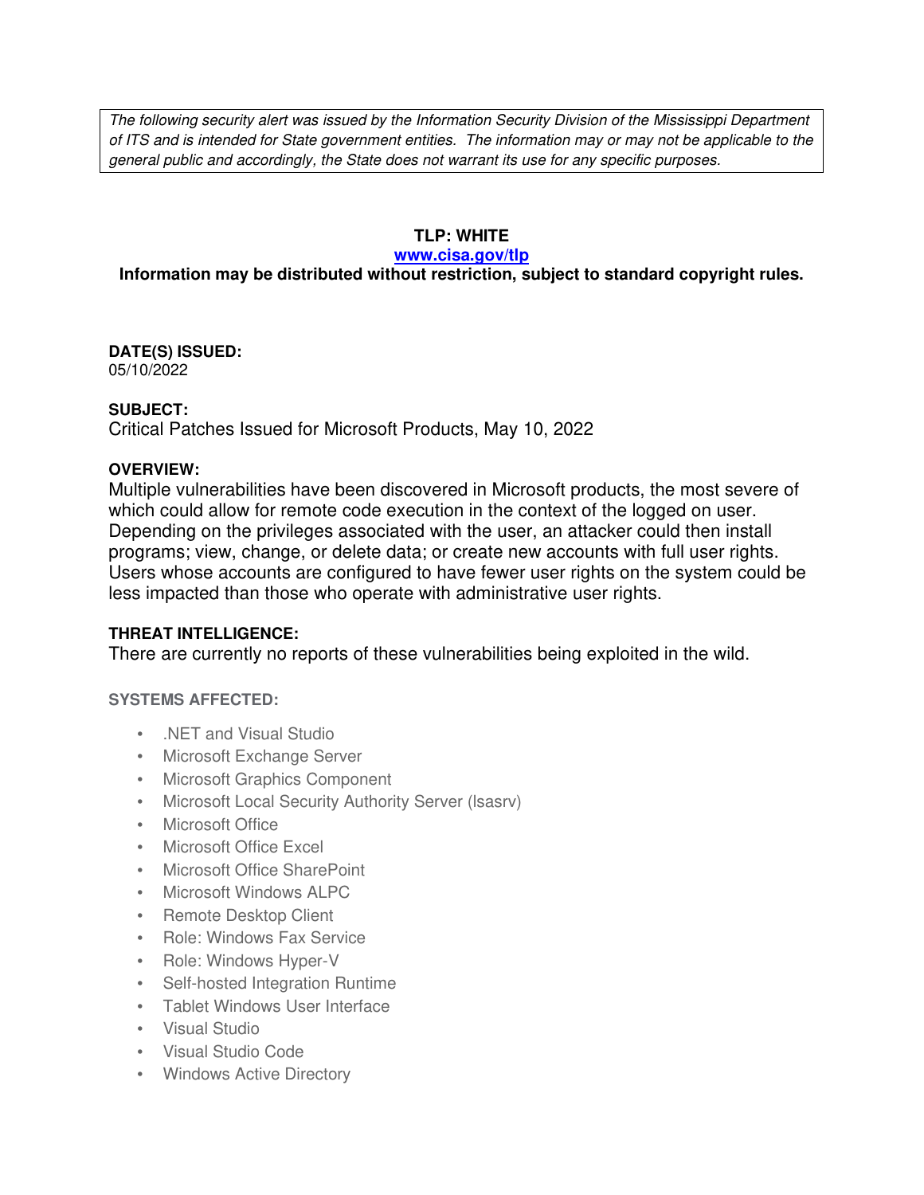*The following security alert was issued by the Information Security Division of the Mississippi Department of ITS and is intended for State government entities. The information may or may not be applicable to the general public and accordingly, the State does not warrant its use for any specific purposes.*

**TLP: WHITE**

**[www.cisa.gov/tlp](http://www.cisa.gov/tlp)**

**Information may be distributed without restriction, subject to standard copyright rules.**

**DATE(S) ISSUED:**
05/10/2022

**SUBJECT:**
Critical Patches Issued for Microsoft Products, May 10, 2022

**OVERVIEW:**
Multiple vulnerabilities have been discovered in Microsoft products, the most severe of which could allow for remote code execution in the context of the logged on user. Depending on the privileges associated with the user, an attacker could then install programs; view, change, or delete data; or create new accounts with full user rights. Users whose accounts are configured to have fewer user rights on the system could be less impacted than those who operate with administrative user rights.

**THREAT INTELLIGENCE:**
There are currently no reports of these vulnerabilities being exploited in the wild.

**SYSTEMS AFFECTED:**

- .NET and Visual Studio
- Microsoft Exchange Server
- Microsoft Graphics Component
- Microsoft Local Security Authority Server (lsasrv)
- Microsoft Office
- Microsoft Office Excel
- Microsoft Office SharePoint
- Microsoft Windows ALPC
- Remote Desktop Client
- Role: Windows Fax Service
- Role: Windows Hyper-V
- Self-hosted Integration Runtime
- Tablet Windows User Interface
- Visual Studio
- Visual Studio Code
- Windows Active Directory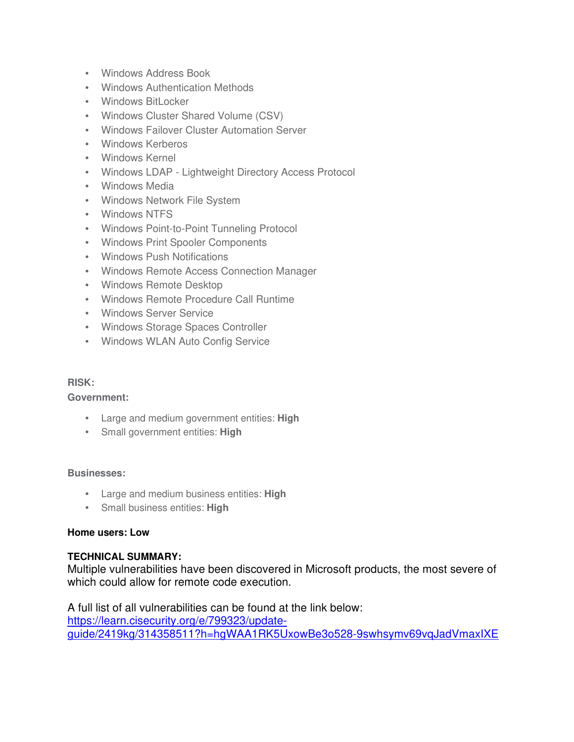- Windows Address Book
- Windows Authentication Methods
- Windows BitLocker
- Windows Cluster Shared Volume (CSV)
- Windows Failover Cluster Automation Server
- Windows Kerberos
- Windows Kernel
- Windows LDAP - Lightweight Directory Access Protocol
- Windows Media
- Windows Network File System
- Windows NTFS
- Windows Point-to-Point Tunneling Protocol
- Windows Print Spooler Components
- Windows Push Notifications
- Windows Remote Access Connection Manager
- Windows Remote Desktop
- Windows Remote Procedure Call Runtime
- Windows Server Service
- Windows Storage Spaces Controller
- Windows WLAN Auto Config Service

**RISK:**

**Government:**

- Large and medium government entities: **High**
- Small government entities: **High**

**Businesses:**

- Large and medium business entities: **High**
- Small business entities: **High**

**Home users: Low**

**TECHNICAL SUMMARY:**
Multiple vulnerabilities have been discovered in Microsoft products, the most severe of which could allow for remote code execution.

A full list of all vulnerabilities can be found at the link below:
https://learn.cisecurity.org/e/799323/update-guide/2419kg/314358511?h=hgWAA1RK5UxowBe3o528-9swhsymv69vqJadVmaxIXE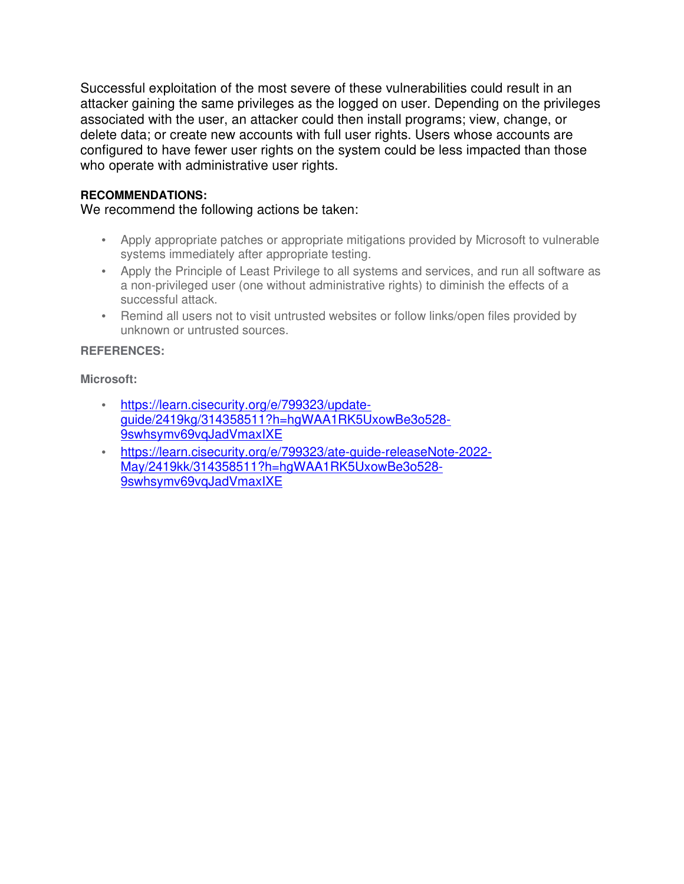Successful exploitation of the most severe of these vulnerabilities could result in an attacker gaining the same privileges as the logged on user. Depending on the privileges associated with the user, an attacker could then install programs; view, change, or delete data; or create new accounts with full user rights. Users whose accounts are configured to have fewer user rights on the system could be less impacted than those who operate with administrative user rights.

**RECOMMENDATIONS:**

We recommend the following actions be taken:

- Apply appropriate patches or appropriate mitigations provided by Microsoft to vulnerable systems immediately after appropriate testing.
- Apply the Principle of Least Privilege to all systems and services, and run all software as a non-privileged user (one without administrative rights) to diminish the effects of a successful attack.
- Remind all users not to visit untrusted websites or follow links/open files provided by unknown or untrusted sources.

**REFERENCES:**

**Microsoft:**

- https://learn.cisecurity.org/e/799323/update-guide/2419kg/314358511?h=hgWAA1RK5UxowBe3o528-9swhsymv69vqJadVmaxIXE
- https://learn.cisecurity.org/e/799323/ate-guide-releaseNote-2022-May/2419kk/314358511?h=hgWAA1RK5UxowBe3o528-9swhsymv69vqJadVmaxIXE